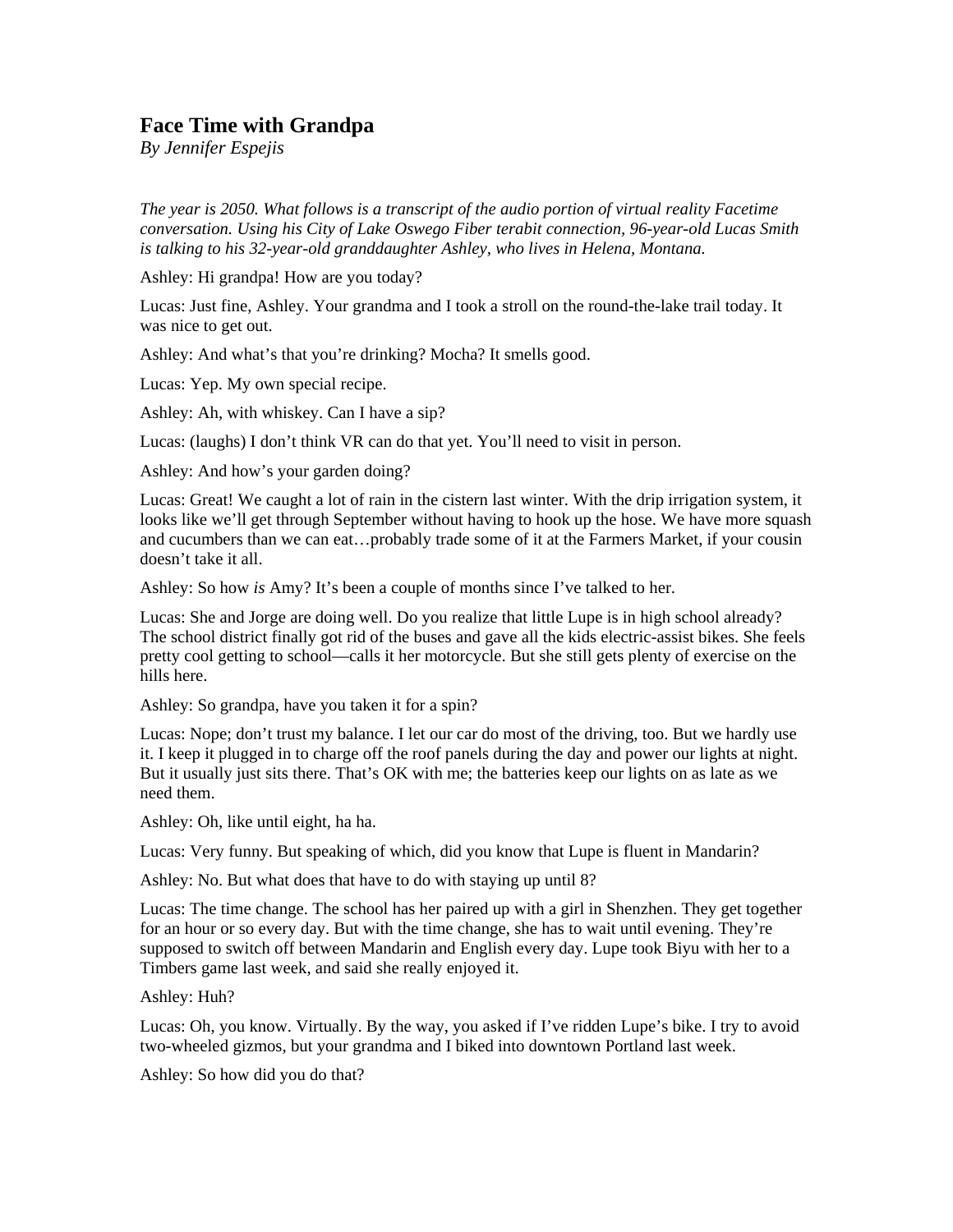## Face Time with Grandpa

*By Jennifer Espejis*

*The year is 2050. What follows is a transcript of the audio portion of virtual reality Facetime conversation. Using his City of Lake Oswego Fiber terabit connection, 96-year-old Lucas Smith is talking to his 32-year-old granddaughter Ashley, who lives in Helena, Montana.*

Ashley: Hi grandpa! How are you today?

Lucas: Just fine, Ashley. Your grandma and I took a stroll on the round-the-lake trail today. It was nice to get out.

Ashley: And what's that you're drinking? Mocha? It smells good.

Lucas: Yep. My own special recipe.

Ashley: Ah, with whiskey. Can I have a sip?

Lucas: (laughs) I don't think VR can do that yet. You'll need to visit in person.

Ashley: And how's your garden doing?

Lucas: Great! We caught a lot of rain in the cistern last winter. With the drip irrigation system, it looks like we'll get through September without having to hook up the hose. We have more squash and cucumbers than we can eat…probably trade some of it at the Farmers Market, if your cousin doesn't take it all.

Ashley: So how *is* Amy? It's been a couple of months since I've talked to her.

Lucas: She and Jorge are doing well. Do you realize that little Lupe is in high school already? The school district finally got rid of the buses and gave all the kids electric-assist bikes. She feels pretty cool getting to school—calls it her motorcycle. But she still gets plenty of exercise on the hills here.

Ashley: So grandpa, have you taken it for a spin?

Lucas: Nope; don't trust my balance. I let our car do most of the driving, too. But we hardly use it. I keep it plugged in to charge off the roof panels during the day and power our lights at night. But it usually just sits there. That's OK with me; the batteries keep our lights on as late as we need them.

Ashley: Oh, like until eight, ha ha.

Lucas: Very funny. But speaking of which, did you know that Lupe is fluent in Mandarin?

Ashley: No. But what does that have to do with staying up until 8?

Lucas: The time change. The school has her paired up with a girl in Shenzhen. They get together for an hour or so every day. But with the time change, she has to wait until evening. They're supposed to switch off between Mandarin and English every day. Lupe took Biyu with her to a Timbers game last week, and said she really enjoyed it.

Ashley: Huh?

Lucas: Oh, you know. Virtually. By the way, you asked if I've ridden Lupe's bike. I try to avoid two-wheeled gizmos, but your grandma and I biked into downtown Portland last week.

Ashley: So how did you do that?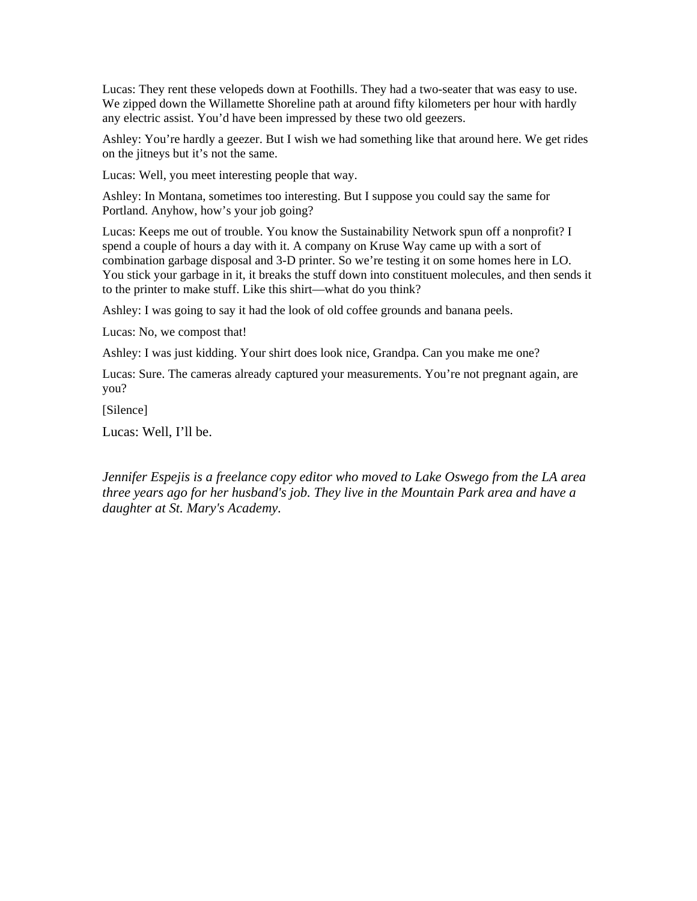Lucas: They rent these velopeds down at Foothills. They had a two-seater that was easy to use. We zipped down the Willamette Shoreline path at around fifty kilometers per hour with hardly any electric assist. You'd have been impressed by these two old geezers.

Ashley: You're hardly a geezer. But I wish we had something like that around here. We get rides on the jitneys but it's not the same.

Lucas: Well, you meet interesting people that way.

Ashley: In Montana, sometimes too interesting. But I suppose you could say the same for Portland. Anyhow, how's your job going?

Lucas: Keeps me out of trouble. You know the Sustainability Network spun off a nonprofit? I spend a couple of hours a day with it. A company on Kruse Way came up with a sort of combination garbage disposal and 3-D printer. So we're testing it on some homes here in LO. You stick your garbage in it, it breaks the stuff down into constituent molecules, and then sends it to the printer to make stuff. Like this shirt—what do you think?

Ashley: I was going to say it had the look of old coffee grounds and banana peels.

Lucas: No, we compost that!

Ashley: I was just kidding. Your shirt does look nice, Grandpa. Can you make me one?

Lucas: Sure. The cameras already captured your measurements. You're not pregnant again, are you?

[Silence]

Lucas: Well, I'll be.

*Jennifer Espejis is a freelance copy editor who moved to Lake Oswego from the LA area three years ago for her husband's job. They live in the Mountain Park area and have a daughter at St. Mary's Academy.*